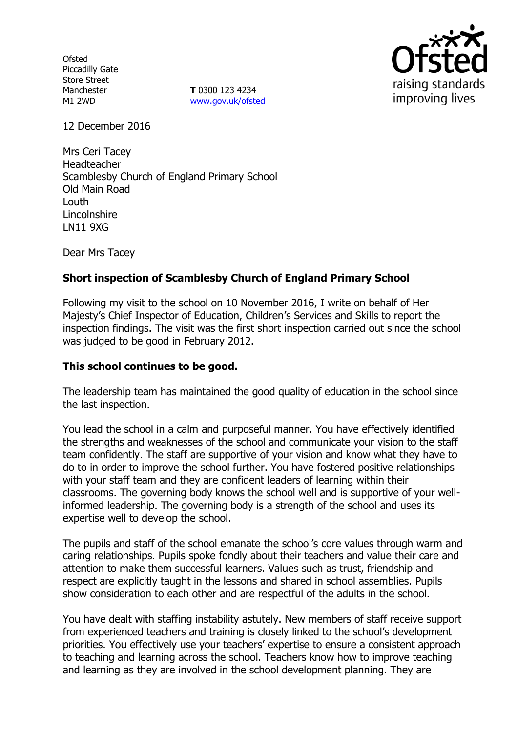Ofsted
Piccadilly Gate
Store Street
Manchester
M1 2WD

**T** 0300 123 4234
www.gov.uk/ofsted

12 December 2016

Mrs Ceri Tacey
Headteacher
Scamblesby Church of England Primary School
Old Main Road
Louth
Lincolnshire
LN11 9XG

Dear Mrs Tacey

**Short inspection of Scamblesby Church of England Primary School**

Following my visit to the school on 10 November 2016, I write on behalf of Her Majesty's Chief Inspector of Education, Children's Services and Skills to report the inspection findings. The visit was the first short inspection carried out since the school was judged to be good in February 2012.

**This school continues to be good.**

The leadership team has maintained the good quality of education in the school since the last inspection.

You lead the school in a calm and purposeful manner. You have effectively identified the strengths and weaknesses of the school and communicate your vision to the staff team confidently. The staff are supportive of your vision and know what they have to do to in order to improve the school further. You have fostered positive relationships with your staff team and they are confident leaders of learning within their classrooms. The governing body knows the school well and is supportive of your well-informed leadership. The governing body is a strength of the school and uses its expertise well to develop the school.

The pupils and staff of the school emanate the school's core values through warm and caring relationships. Pupils spoke fondly about their teachers and value their care and attention to make them successful learners. Values such as trust, friendship and respect are explicitly taught in the lessons and shared in school assemblies. Pupils show consideration to each other and are respectful of the adults in the school.

You have dealt with staffing instability astutely. New members of staff receive support from experienced teachers and training is closely linked to the school's development priorities. You effectively use your teachers' expertise to ensure a consistent approach to teaching and learning across the school. Teachers know how to improve teaching and learning as they are involved in the school development planning. They are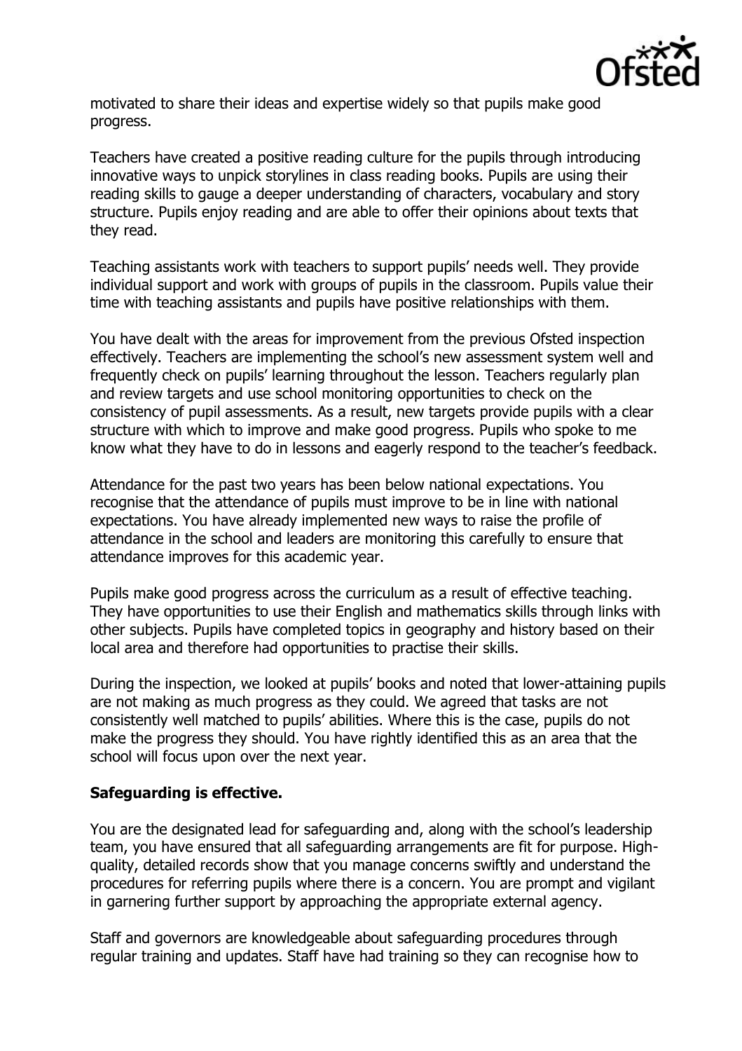motivated to share their ideas and expertise widely so that pupils make good progress.

Teachers have created a positive reading culture for the pupils through introducing innovative ways to unpick storylines in class reading books. Pupils are using their reading skills to gauge a deeper understanding of characters, vocabulary and story structure. Pupils enjoy reading and are able to offer their opinions about texts that they read.

Teaching assistants work with teachers to support pupils' needs well. They provide individual support and work with groups of pupils in the classroom. Pupils value their time with teaching assistants and pupils have positive relationships with them.

You have dealt with the areas for improvement from the previous Ofsted inspection effectively. Teachers are implementing the school's new assessment system well and frequently check on pupils' learning throughout the lesson. Teachers regularly plan and review targets and use school monitoring opportunities to check on the consistency of pupil assessments. As a result, new targets provide pupils with a clear structure with which to improve and make good progress. Pupils who spoke to me know what they have to do in lessons and eagerly respond to the teacher's feedback.

Attendance for the past two years has been below national expectations. You recognise that the attendance of pupils must improve to be in line with national expectations. You have already implemented new ways to raise the profile of attendance in the school and leaders are monitoring this carefully to ensure that attendance improves for this academic year.

Pupils make good progress across the curriculum as a result of effective teaching. They have opportunities to use their English and mathematics skills through links with other subjects. Pupils have completed topics in geography and history based on their local area and therefore had opportunities to practise their skills.

During the inspection, we looked at pupils' books and noted that lower-attaining pupils are not making as much progress as they could. We agreed that tasks are not consistently well matched to pupils' abilities. Where this is the case, pupils do not make the progress they should. You have rightly identified this as an area that the school will focus upon over the next year.

**Safeguarding is effective.**

You are the designated lead for safeguarding and, along with the school's leadership team, you have ensured that all safeguarding arrangements are fit for purpose. High-quality, detailed records show that you manage concerns swiftly and understand the procedures for referring pupils where there is a concern. You are prompt and vigilant in garnering further support by approaching the appropriate external agency.

Staff and governors are knowledgeable about safeguarding procedures through regular training and updates. Staff have had training so they can recognise how to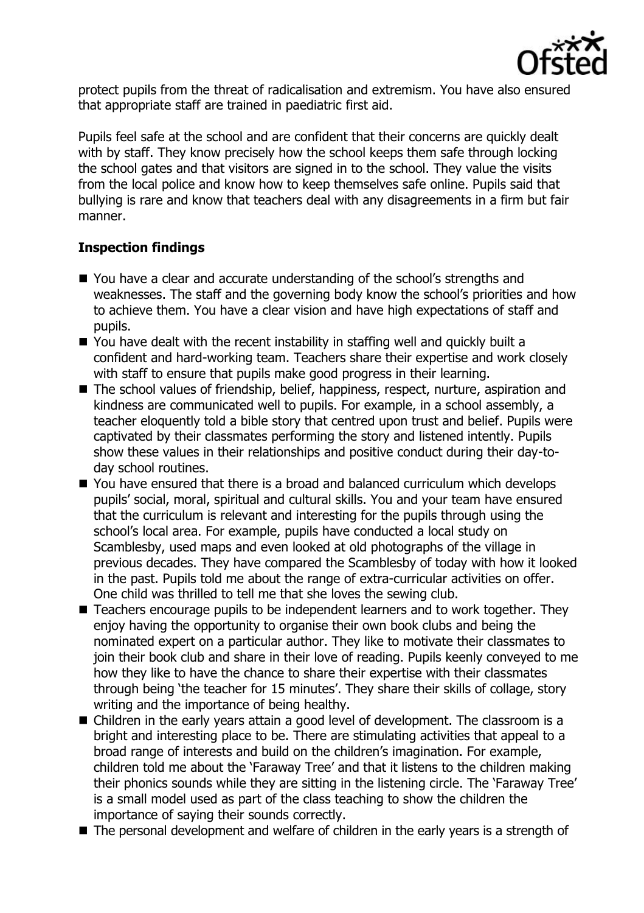protect pupils from the threat of radicalisation and extremism. You have also ensured that appropriate staff are trained in paediatric first aid.

Pupils feel safe at the school and are confident that their concerns are quickly dealt with by staff. They know precisely how the school keeps them safe through locking the school gates and that visitors are signed in to the school. They value the visits from the local police and know how to keep themselves safe online. Pupils said that bullying is rare and know that teachers deal with any disagreements in a firm but fair manner.

## Inspection findings

- You have a clear and accurate understanding of the school's strengths and weaknesses. The staff and the governing body know the school's priorities and how to achieve them. You have a clear vision and have high expectations of staff and pupils.
- You have dealt with the recent instability in staffing well and quickly built a confident and hard-working team. Teachers share their expertise and work closely with staff to ensure that pupils make good progress in their learning.
- The school values of friendship, belief, happiness, respect, nurture, aspiration and kindness are communicated well to pupils. For example, in a school assembly, a teacher eloquently told a bible story that centred upon trust and belief. Pupils were captivated by their classmates performing the story and listened intently. Pupils show these values in their relationships and positive conduct during their day-to-day school routines.
- You have ensured that there is a broad and balanced curriculum which develops pupils' social, moral, spiritual and cultural skills. You and your team have ensured that the curriculum is relevant and interesting for the pupils through using the school's local area. For example, pupils have conducted a local study on Scamblesby, used maps and even looked at old photographs of the village in previous decades. They have compared the Scamblesby of today with how it looked in the past. Pupils told me about the range of extra-curricular activities on offer. One child was thrilled to tell me that she loves the sewing club.
- Teachers encourage pupils to be independent learners and to work together. They enjoy having the opportunity to organise their own book clubs and being the nominated expert on a particular author. They like to motivate their classmates to join their book club and share in their love of reading. Pupils keenly conveyed to me how they like to have the chance to share their expertise with their classmates through being 'the teacher for 15 minutes'. They share their skills of collage, story writing and the importance of being healthy.
- Children in the early years attain a good level of development. The classroom is a bright and interesting place to be. There are stimulating activities that appeal to a broad range of interests and build on the children's imagination. For example, children told me about the 'Faraway Tree' and that it listens to the children making their phonics sounds while they are sitting in the listening circle. The 'Faraway Tree' is a small model used as part of the class teaching to show the children the importance of saying their sounds correctly.
- The personal development and welfare of children in the early years is a strength of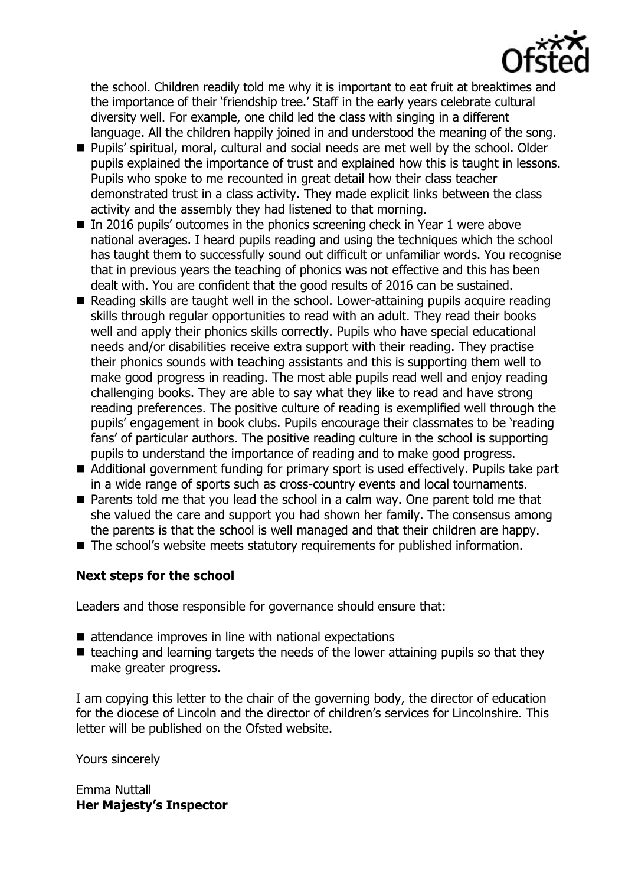the school. Children readily told me why it is important to eat fruit at breaktimes and the importance of their 'friendship tree.' Staff in the early years celebrate cultural diversity well. For example, one child led the class with singing in a different language. All the children happily joined in and understood the meaning of the song.

- Pupils' spiritual, moral, cultural and social needs are met well by the school. Older pupils explained the importance of trust and explained how this is taught in lessons. Pupils who spoke to me recounted in great detail how their class teacher demonstrated trust in a class activity. They made explicit links between the class activity and the assembly they had listened to that morning.
- In 2016 pupils' outcomes in the phonics screening check in Year 1 were above national averages. I heard pupils reading and using the techniques which the school has taught them to successfully sound out difficult or unfamiliar words. You recognise that in previous years the teaching of phonics was not effective and this has been dealt with. You are confident that the good results of 2016 can be sustained.
- Reading skills are taught well in the school. Lower-attaining pupils acquire reading skills through regular opportunities to read with an adult. They read their books well and apply their phonics skills correctly. Pupils who have special educational needs and/or disabilities receive extra support with their reading. They practise their phonics sounds with teaching assistants and this is supporting them well to make good progress in reading. The most able pupils read well and enjoy reading challenging books. They are able to say what they like to read and have strong reading preferences. The positive culture of reading is exemplified well through the pupils' engagement in book clubs. Pupils encourage their classmates to be 'reading fans' of particular authors. The positive reading culture in the school is supporting pupils to understand the importance of reading and to make good progress.
- Additional government funding for primary sport is used effectively. Pupils take part in a wide range of sports such as cross-country events and local tournaments.
- Parents told me that you lead the school in a calm way. One parent told me that she valued the care and support you had shown her family. The consensus among the parents is that the school is well managed and that their children are happy.
- The school's website meets statutory requirements for published information.

**Next steps for the school**

Leaders and those responsible for governance should ensure that:

- attendance improves in line with national expectations
- teaching and learning targets the needs of the lower attaining pupils so that they make greater progress.

I am copying this letter to the chair of the governing body, the director of education for the diocese of Lincoln and the director of children's services for Lincolnshire. This letter will be published on the Ofsted website.

Yours sincerely

Emma Nuttall
**Her Majesty's Inspector**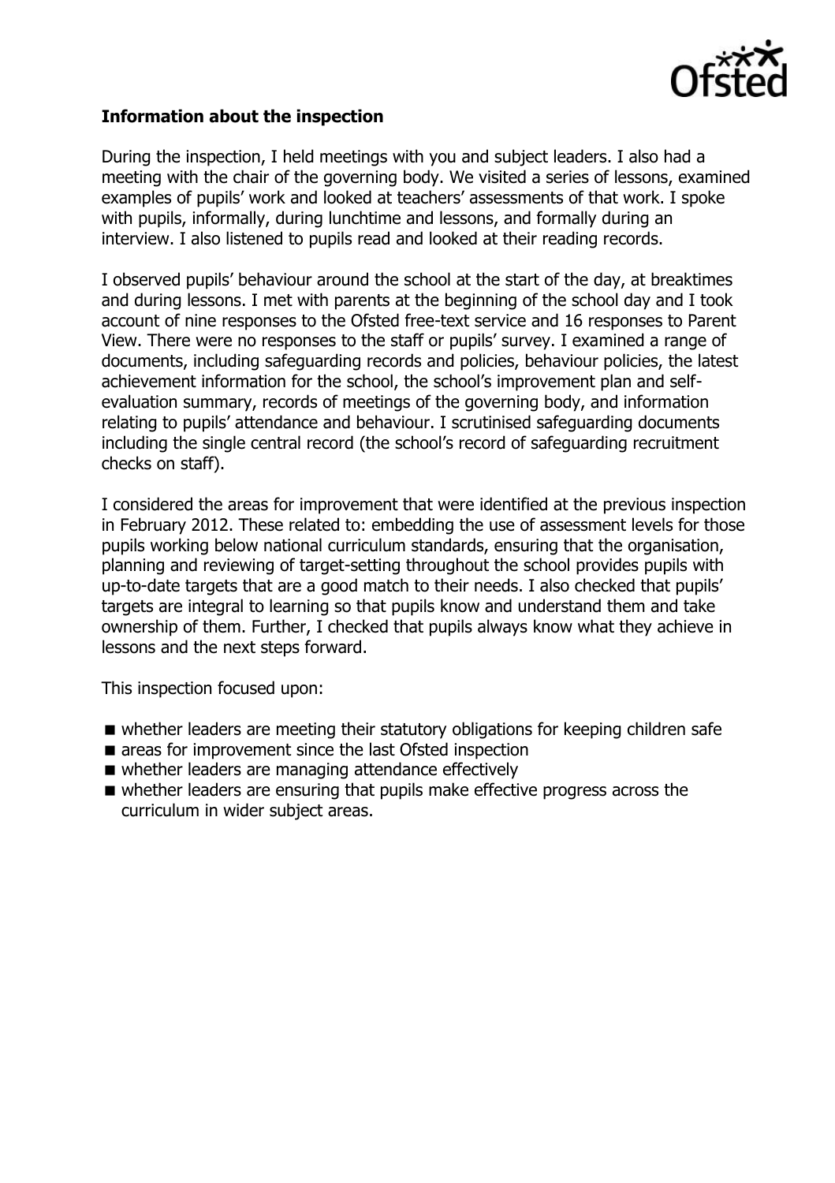**Information about the inspection**

During the inspection, I held meetings with you and subject leaders. I also had a meeting with the chair of the governing body. We visited a series of lessons, examined examples of pupils' work and looked at teachers' assessments of that work. I spoke with pupils, informally, during lunchtime and lessons, and formally during an interview. I also listened to pupils read and looked at their reading records.

I observed pupils' behaviour around the school at the start of the day, at breaktimes and during lessons. I met with parents at the beginning of the school day and I took account of nine responses to the Ofsted free-text service and 16 responses to Parent View. There were no responses to the staff or pupils' survey. I examined a range of documents, including safeguarding records and policies, behaviour policies, the latest achievement information for the school, the school's improvement plan and self-evaluation summary, records of meetings of the governing body, and information relating to pupils' attendance and behaviour. I scrutinised safeguarding documents including the single central record (the school's record of safeguarding recruitment checks on staff).

I considered the areas for improvement that were identified at the previous inspection in February 2012. These related to: embedding the use of assessment levels for those pupils working below national curriculum standards, ensuring that the organisation, planning and reviewing of target-setting throughout the school provides pupils with up-to-date targets that are a good match to their needs. I also checked that pupils' targets are integral to learning so that pupils know and understand them and take ownership of them. Further, I checked that pupils always know what they achieve in lessons and the next steps forward.

This inspection focused upon:

- whether leaders are meeting their statutory obligations for keeping children safe
- areas for improvement since the last Ofsted inspection
- whether leaders are managing attendance effectively
- whether leaders are ensuring that pupils make effective progress across the curriculum in wider subject areas.